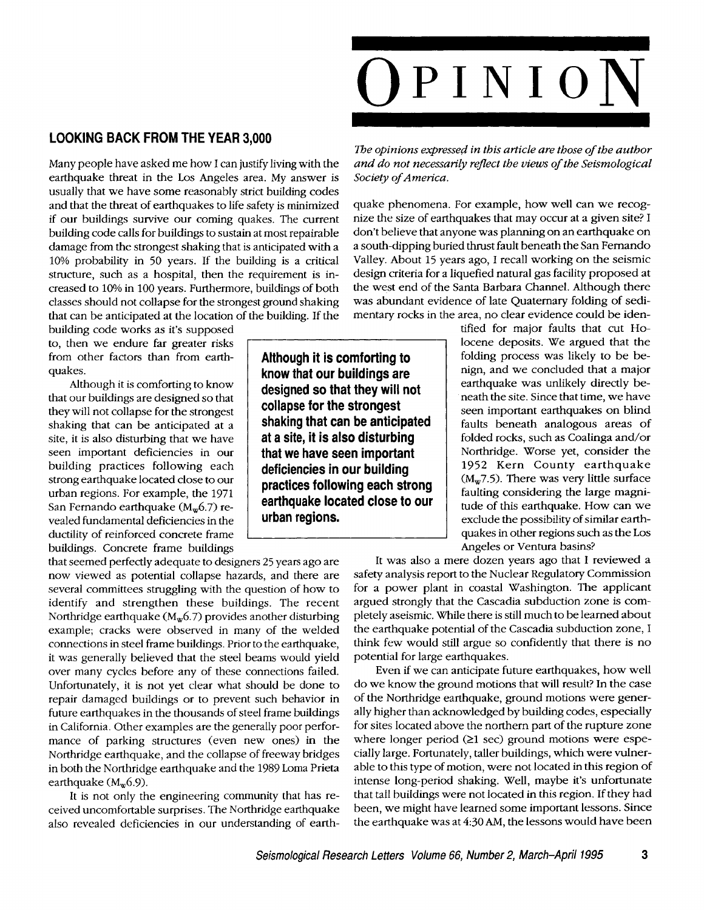# OPINION

## LOOKING BACK FROM THE YEAR 3,000

*The opinions expressed in this article are those of the author and do not necessarily reflect the views of the Seismological Society of America.*

Many people have asked me how I can justify living with the earthquake threat in the Los Angeles area. My answer is usually that we have some reasonably strict building codes and that the threat of earthquakes to life safety is minimized if our buildings survive our coming quakes. The current building code calls for buildings to sustain at most repairable damage from the strongest shaking that is anticipated with a 10% probability in 50 years. If the building is a critical structure, such as a hospital, then the requirement is increased to 10% in 100 years. Furthermore, buildings of both classes should not collapse for the strongest ground shaking that can be anticipated at the location of the building. If the building code works as it's supposed to, then we endure far greater risks from other factors than from earthquakes.

Although it is comforting to know that our buildings are designed so that they will not collapse for the strongest shaking that can be anticipated at a site, it is also disturbing that we have seen important deficiencies in our building practices following each strong earthquake located close to our urban regions. For example, the 1971 San Fernando earthquake ($M_w$6.7) revealed fundamental deficiencies in the ductility of reinforced concrete frame buildings. Concrete frame buildings that seemed perfectly adequate to designers 25 years ago are now viewed as potential collapse hazards, and there are several committees struggling with the question of how to identify and strengthen these buildings. The recent Northridge earthquake ($M_w$6.7) provides another disturbing example; cracks were observed in many of the welded connections in steel frame buildings. Prior to the earthquake, it was generally believed that the steel beams would yield over many cycles before any of these connections failed. Unfortunately, it is not yet clear what should be done to repair damaged buildings or to prevent such behavior in future earthquakes in the thousands of steel frame buildings in California. Other examples are the generally poor performance of parking structures (even new ones) in the Northridge earthquake, and the collapse of freeway bridges in both the Northridge earthquake and the 1989 Loma Prieta earthquake ($M_w$6.9).

> **Although it is comforting to know that our buildings are designed so that they will not collapse for the strongest shaking that can be anticipated at a site, it is also disturbing that we have seen important deficiencies in our building practices following each strong earthquake located close to our urban regions.**

It is not only the engineering community that has received uncomfortable surprises. The Northridge earthquake also revealed deficiencies in our understanding of earthquake phenomena. For example, how well can we recognize the size of earthquakes that may occur at a given site? I don't believe that anyone was planning on an earthquake on a south-dipping buried thrust fault beneath the San Fernando Valley. About 15 years ago, I recall working on the seismic design criteria for a liquefied natural gas facility proposed at the west end of the Santa Barbara Channel. Although there was abundant evidence of late Quaternary folding of sedimentary rocks in the area, no clear evidence could be identified for major faults that cut Holocene deposits. We argued that the folding process was likely to be benign, and we concluded that a major earthquake was unlikely directly beneath the site. Since that time, we have seen important earthquakes on blind faults beneath analogous areas of folded rocks, such as Coalinga and/or Northridge. Worse yet, consider the 1952 Kern County earthquake ($M_w$7.5). There was very little surface faulting considering the large magnitude of this earthquake. How can we exclude the possibility of similar earthquakes in other regions such as the Los Angeles or Ventura basins?

It was also a mere dozen years ago that I reviewed a safety analysis report to the Nuclear Regulatory Commission for a power plant in coastal Washington. The applicant argued strongly that the Cascadia subduction zone is completely aseismic. While there is still much to be learned about the earthquake potential of the Cascadia subduction zone, I think few would still argue so confidently that there is no potential for large earthquakes.

Even if we can anticipate future earthquakes, how well do we know the ground motions that will result? In the case of the Northridge earthquake, ground motions were generally higher than acknowledged by building codes, especially for sites located above the northern part of the rupture zone where longer period ($\geq$1 sec) ground motions were especially large. Fortunately, taller buildings, which were vulnerable to this type of motion, were not located in this region of intense long-period shaking. Well, maybe it's unfortunate that tall buildings were not located in this region. If they had been, we might have learned some important lessons. Since the earthquake was at 4:30 AM, the lessons would have been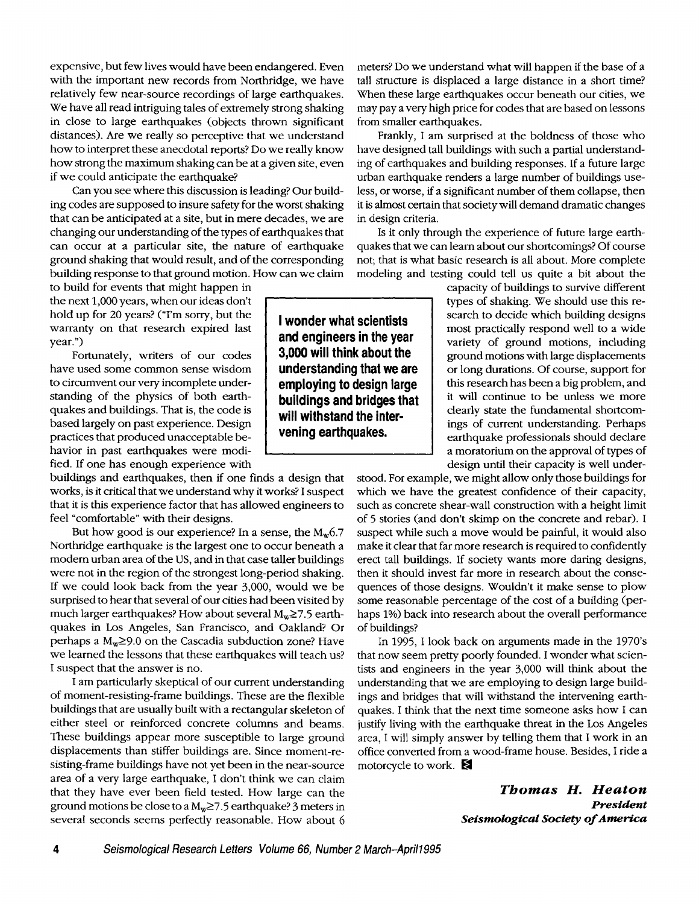expensive, but few lives would have been endangered. Even with the important new records from Northridge, we have relatively few near-source recordings of large earthquakes. We have all read intriguing tales of extremely strong shaking in close to large earthquakes (objects thrown significant distances). Are we really so perceptive that we understand how to interpret these anecdotal reports? Do we really know how strong the maximum shaking can be at a given site, even if we could anticipate the earthquake?

Can you see where this discussion is leading? Our building codes are supposed to insure safety for the worst shaking that can be anticipated at a site, but in mere decades, we are changing our understanding of the types of earthquakes that can occur at a particular site, the nature of earthquake ground shaking that would result, and of the corresponding building response to that ground motion. How can we claim to build for events that might happen in the next 1,000 years, when our ideas don't hold up for 20 years? ("I'm sorry, but the warranty on that research expired last year.")

Fortunately, writers of our codes have used some common sense wisdom to circumvent our very incomplete understanding of the physics of both earthquakes and buildings. That is, the code is based largely on past experience. Design practices that produced unacceptable behavior in past earthquakes were modified. If one has enough experience with buildings and earthquakes, then if one finds a design that works, is it critical that we understand why it works? I suspect that it is this experience factor that has allowed engineers to feel "comfortable" with their designs.

But how good is our experience? In a sense, the $M_w 6.7$ Northridge earthquake is the largest one to occur beneath a modern urban area of the US, and in that case taller buildings were not in the region of the strongest long-period shaking. If we could look back from the year 3,000, would we be surprised to hear that several of our cities had been visited by much larger earthquakes? How about several $M_w \geq 7.5$ earthquakes in Los Angeles, San Francisco, and Oakland? Or perhaps a $M_w \geq 9.0$ on the Cascadia subduction zone? Have we learned the lessons that these earthquakes will teach us? I suspect that the answer is no.

I am particularly skeptical of our current understanding of moment-resisting-frame buildings. These are the flexible buildings that are usually built with a rectangular skeleton of either steel or reinforced concrete columns and beams. These buildings appear more susceptible to large ground displacements than stiffer buildings are. Since moment-resisting-frame buildings have not yet been in the near-source area of a very large earthquake, I don't think we can claim that they have ever been field tested. How large can the ground motions be close to a $M_w \geq 7.5$ earthquake? 3 meters in several seconds seems perfectly reasonable. How about 6 meters? Do we understand what will happen if the base of a tall structure is displaced a large distance in a short time? When these large earthquakes occur beneath our cities, we may pay a very high price for codes that are based on lessons from smaller earthquakes.

Frankly, I am surprised at the boldness of those who have designed tall buildings with such a partial understanding of earthquakes and building responses. If a future large urban earthquake renders a large number of buildings useless, or worse, if a significant number of them collapse, then it is almost certain that society will demand dramatic changes in design criteria.

**I wonder what scientists and engineers in the year 3,000 will think about the understanding that we are employing to design large buildings and bridges that will withstand the intervening earthquakes.**

Is it only through the experience of future large earthquakes that we can learn about our shortcomings? Of course not; that is what basic research is all about. More complete modeling and testing could tell us quite a bit about the capacity of buildings to survive different types of shaking. We should use this research to decide which building designs most practically respond well to a wide variety of ground motions, including ground motions with large displacements or long durations. Of course, support for this research has been a big problem, and it will continue to be unless we more clearly state the fundamental shortcomings of current understanding. Perhaps earthquake professionals should declare a moratorium on the approval of types of design until their capacity is well understood. For example, we might allow only those buildings for which we have the greatest confidence of their capacity, such as concrete shear-wall construction with a height limit of 5 stories (and don't skimp on the concrete and rebar). I suspect while such a move would be painful, it would also make it clear that far more research is required to confidently erect tall buildings. If society wants more daring designs, then it should invest far more in research about the consequences of those designs. Wouldn't it make sense to plow some reasonable percentage of the cost of a building (perhaps 1%) back into research about the overall performance of buildings?

In 1995, I look back on arguments made in the 1970's that now seem pretty poorly founded. I wonder what scientists and engineers in the year 3,000 will think about the understanding that we are employing to design large buildings and bridges that will withstand the intervening earthquakes. I think that the next time someone asks how I can justify living with the earthquake threat in the Los Angeles area, I will simply answer by telling them that I work in an office converted from a wood-frame house. Besides, I ride a motorcycle to work.

***Thomas H. Heaton***
***President***
***Seismological Society of America***